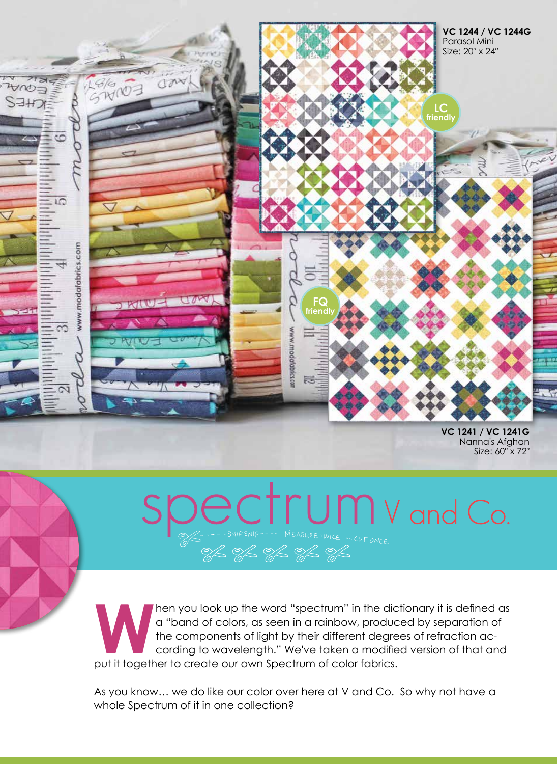**VC 1244 / VC 1244G**
Parasol Mini
Size: 20" x 24"

LC friendly

FQ friendly

**VC 1241 / VC 1241G**
Nanna's Afghan
Size: 60" x 72"

# spectrum V and Co.

- - - - SNIP SNIP - - - - MEASURE TWICE - - - CUT ONCE

When you look up the word "spectrum" in the dictionary it is defined as a "band of colors, as seen in a rainbow, produced by separation of the components of light by their different degrees of refraction according to wavelength." We've taken a modified version of that and put it together to create our own Spectrum of color fabrics.

As you know… we do like our color over here at V and Co. So why not have a whole Spectrum of it in one collection?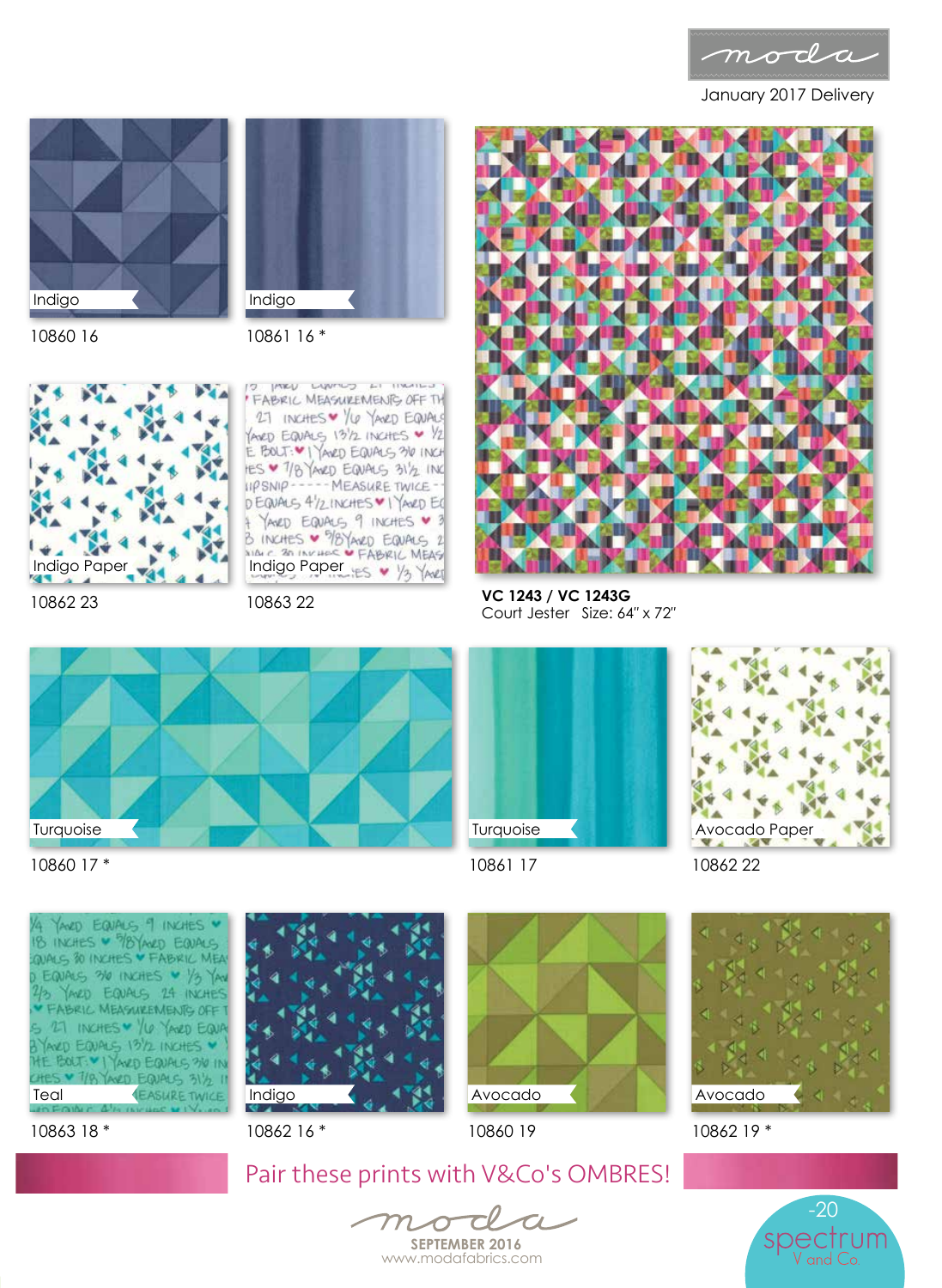moda

January 2017 Delivery

Indigo
10860 16

Indigo
10861 16 *

Indigo Paper
10862 23

Indigo Paper
10863 22

**VC 1243 / VC 1243G**
Court Jester Size: 64" x 72"

Turquoise
10860 17 *

Turquoise
10861 17

Avocado Paper
10862 22

Teal
10863 18 *

Indigo
10862 16 *

Avocado
10860 19

Avocado
10862 19 *

Pair these prints with V&Co's OMBRES!

moda
SEPTEMBER 2016
www.modafabrics.com

-20
spectrum
V and Co.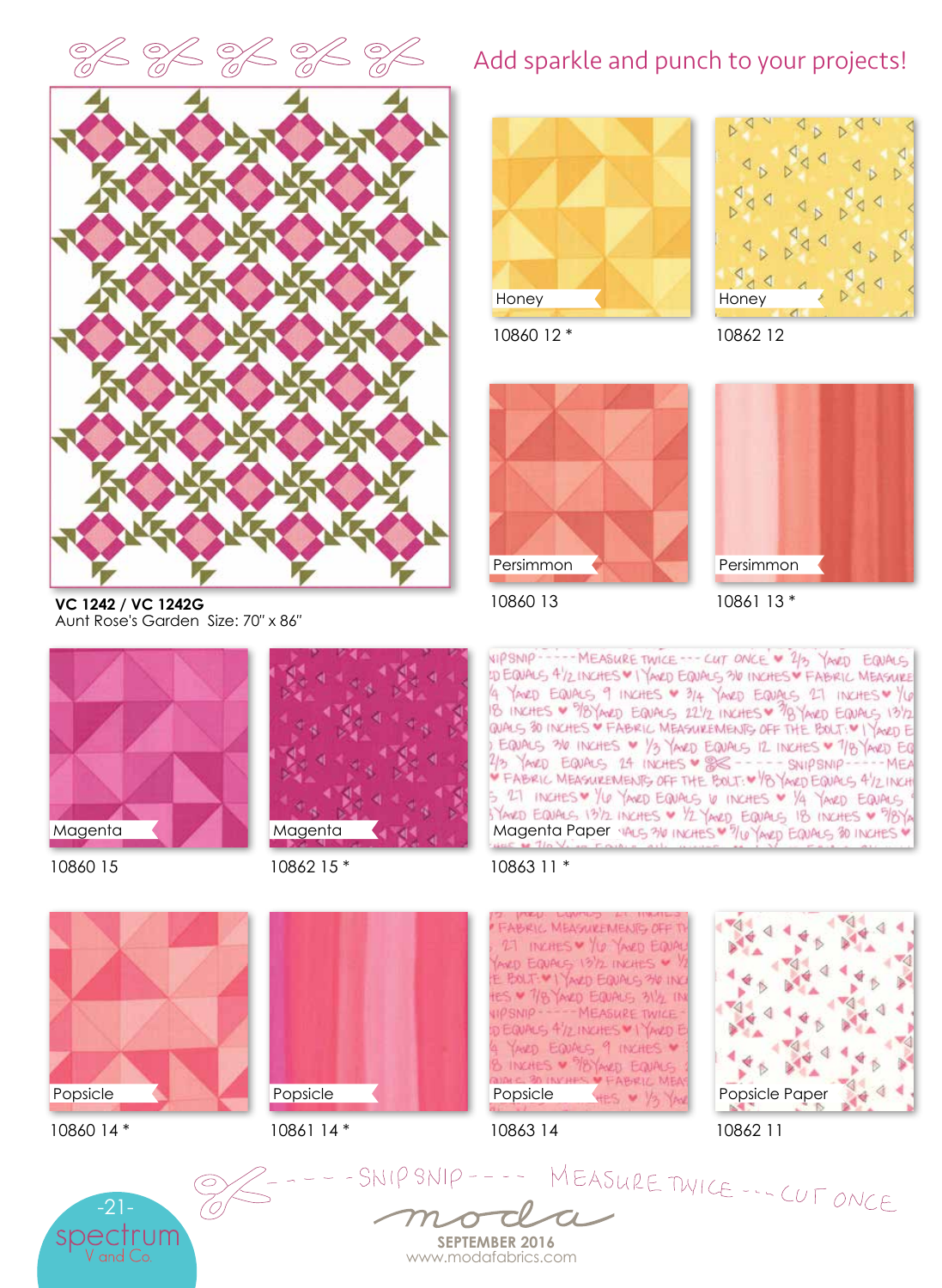Add sparkle and punch to your projects!

**VC 1242 / VC 1242G**
Aunt Rose's Garden Size: 70" x 86"

Honey
10860 12 *

Honey
10862 12

Persimmon
10860 13

Persimmon
10861 13 *

Magenta
10860 15

Magenta
10862 15 *

Magenta Paper
10863 11 *

Popsicle
10860 14 *

Popsicle
10861 14 *

Popsicle
10863 14

Popsicle Paper
10862 11

- - - - SNIP SNIP - - - - MEASURE TWICE - - - CUT ONCE

moda
SEPTEMBER 2016
www.modafabrics.com

spectrum
V and Co.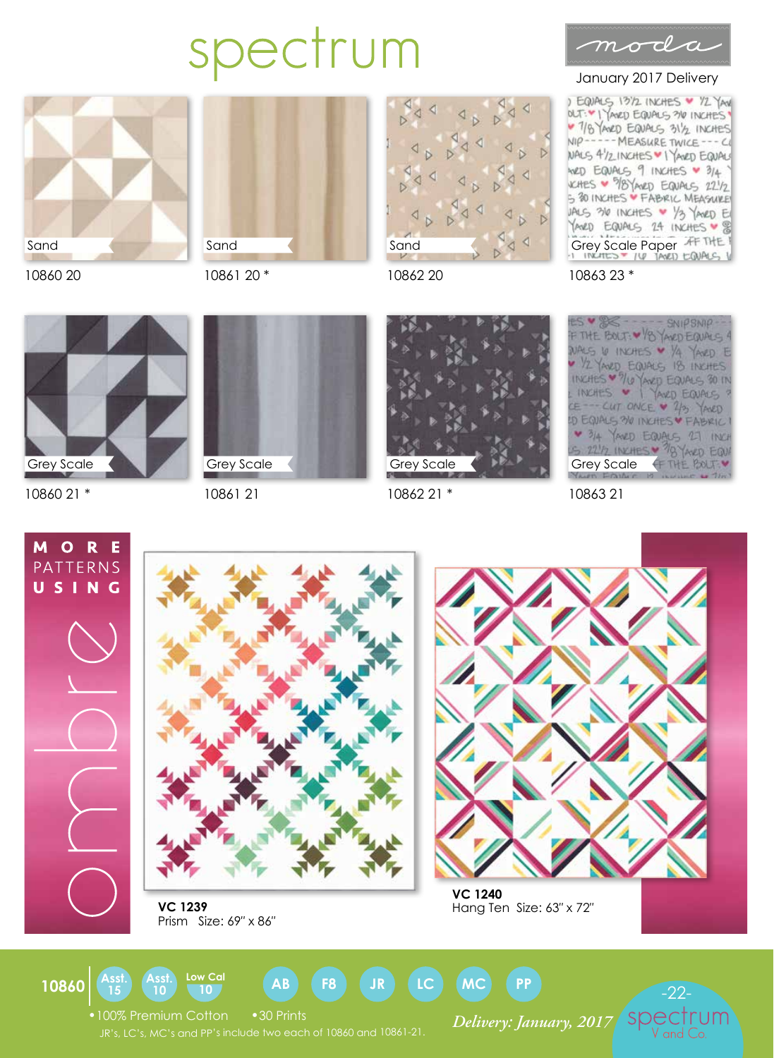# spectrum

moda

January 2017 Delivery

Sand
10860 20

Sand
10861 20 *

Sand
10862 20

Grey Scale Paper
10863 23 *

Grey Scale
10860 21 *

Grey Scale
10861 21

Grey Scale
10862 21 *

Grey Scale
10863 21

MORE PATTERNS USING ombre

**VC 1239**
Prism Size: 69" x 86"

**VC 1240**
Hang Ten Size: 63" x 72"

**10860** Asst. 15 Asst. 10 Low Cal 10 AB F8 JR LC MC PP

• 100% Premium Cotton • 30 Prints

JR's, LC's, MC's and PP's include two each of 10860 and 10861-21.

*Delivery: January, 2017*

spectrum V and Co.